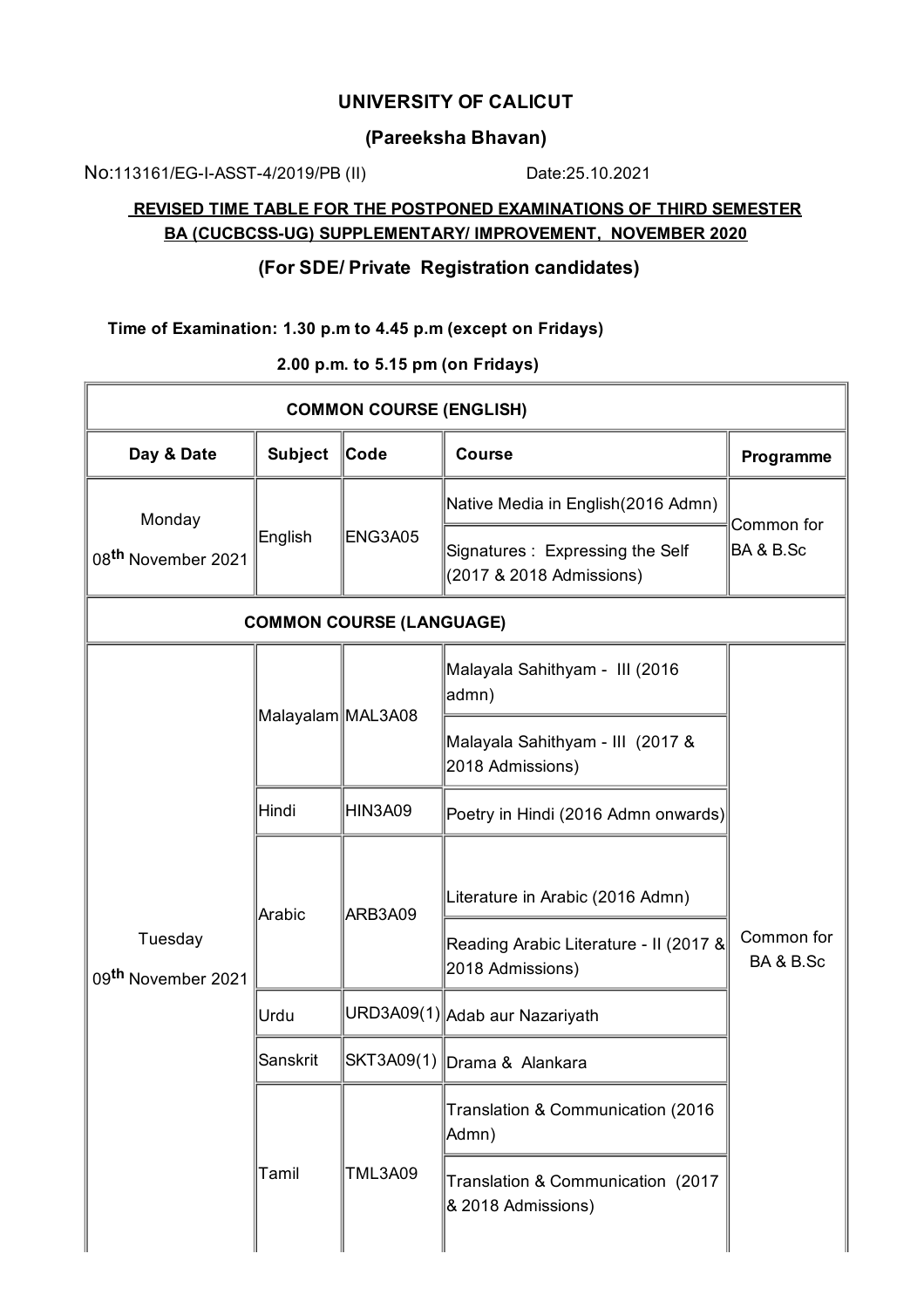# UNIVERSITY OF CALICUT

## (Pareeksha Bhavan)

No:113161/EG-I-ASST-4/2019/PB (II) Date:25.10.2021

**REVISED TIME TABLE FOR THE POSTPONED EXAMINATIONS OF THIRD SEMESTER BA (CUCBCSS-UG) SUPPLEMENTARY/ IMPROVEMENT, NOVEMBER 2020**

### (For SDE/ Private Registration candidates)

**Time of Examination: 1.30 p.m to 4.45 p.m (except on Fridays)**

**2.00 p.m. to 5.15 pm (on Fridays)**

| COMMON COURSE (ENGLISH) | | | | |
|---|---|---|---|---|
| **Day & Date** | **Subject** | **Code** | **Course** | **Programme** |
| Monday 08th November 2021 | English | ENG3A05 | Native Media in English(2016 Admn) | Common for BA & B.Sc |
| | | | Signatures : Expressing the Self (2017 & 2018 Admissions) | |
| **COMMON COURSE (LANGUAGE)** | | | | |
| Tuesday 09th November 2021 | Malayalam | MAL3A08 | Malayala Sahithyam - III (2016 admn) | Common for BA & B.Sc |
| | | | Malayala Sahithyam - III (2017 & 2018 Admissions) | |
| | Hindi | HIN3A09 | Poetry in Hindi (2016 Admn onwards) | |
| | Arabic | ARB3A09 | Literature in Arabic (2016 Admn) | |
| | | | Reading Arabic Literature - II (2017 & 2018 Admissions) | |
| | Urdu | URD3A09(1) | Adab aur Nazariyath | |
| | Sanskrit | SKT3A09(1) | Drama & Alankara | |
| | Tamil | TML3A09 | Translation & Communication (2016 Admn) | |
| | | | Translation & Communication (2017 & 2018 Admissions) | |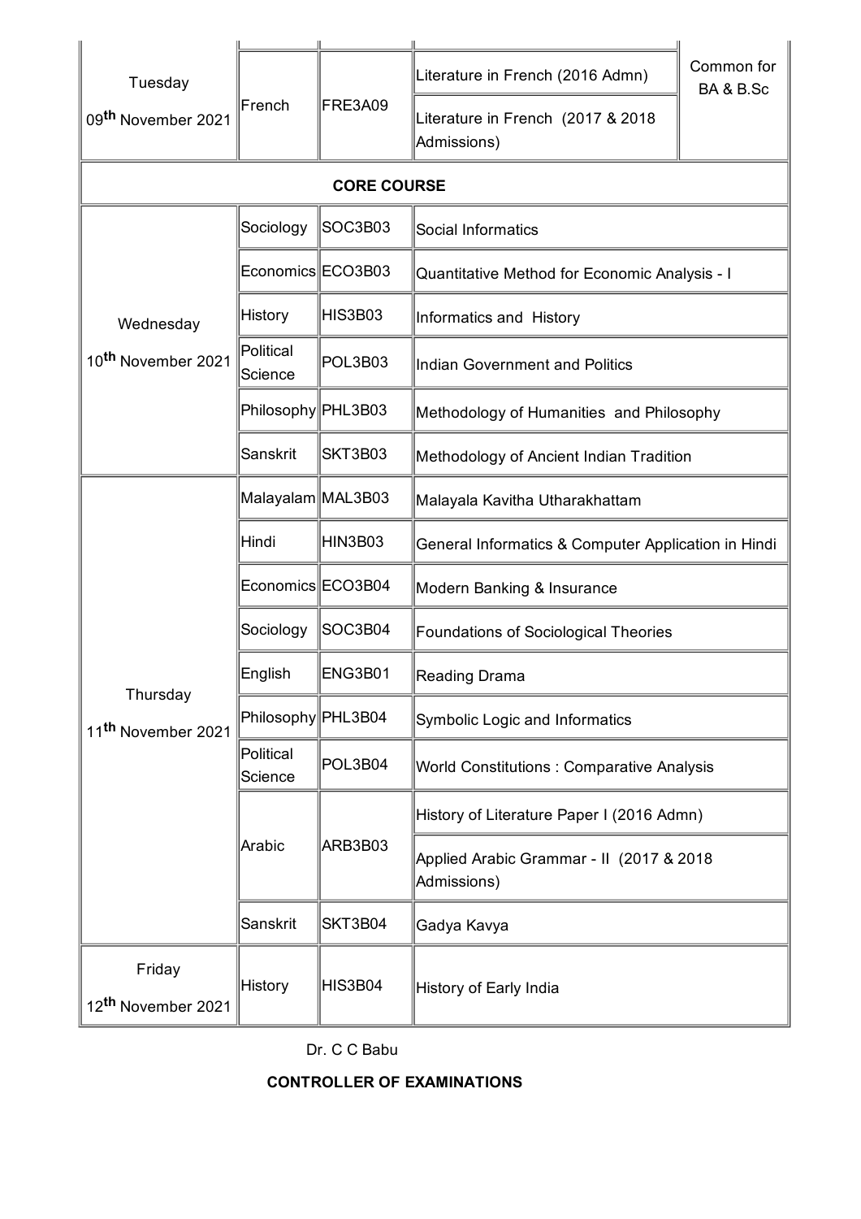| | | | | |
|---|---|---|---|---|
| Tuesday 09th November 2021 | French | FRE3A09 | Literature in French (2016 Admn) | Common for BA & B.Sc |
| | | | Literature in French (2017 & 2018 Admissions) | |
| **CORE COURSE** | | | | |
| Wednesday 10th November 2021 | Sociology | SOC3B03 | Social Informatics | |
| | Economics | ECO3B03 | Quantitative Method for Economic Analysis - I | |
| | History | HIS3B03 | Informatics and History | |
| | Political Science | POL3B03 | Indian Government and Politics | |
| | Philosophy | PHL3B03 | Methodology of Humanities and Philosophy | |
| | Sanskrit | SKT3B03 | Methodology of Ancient Indian Tradition | |
| Thursday 11th November 2021 | Malayalam | MAL3B03 | Malayala Kavitha Utharakhattam | |
| | Hindi | HIN3B03 | General Informatics & Computer Application in Hindi | |
| | Economics | ECO3B04 | Modern Banking & Insurance | |
| | Sociology | SOC3B04 | Foundations of Sociological Theories | |
| | English | ENG3B01 | Reading Drama | |
| | Philosophy | PHL3B04 | Symbolic Logic and Informatics | |
| | Political Science | POL3B04 | World Constitutions : Comparative Analysis | |
| | Arabic | ARB3B03 | History of Literature Paper I (2016 Admn) | |
| | | | Applied Arabic Grammar - II (2017 & 2018 Admissions) | |
| | Sanskrit | SKT3B04 | Gadya Kavya | |
| Friday 12th November 2021 | History | HIS3B04 | History of Early India | |

Dr. C C Babu

**CONTROLLER OF EXAMINATIONS**